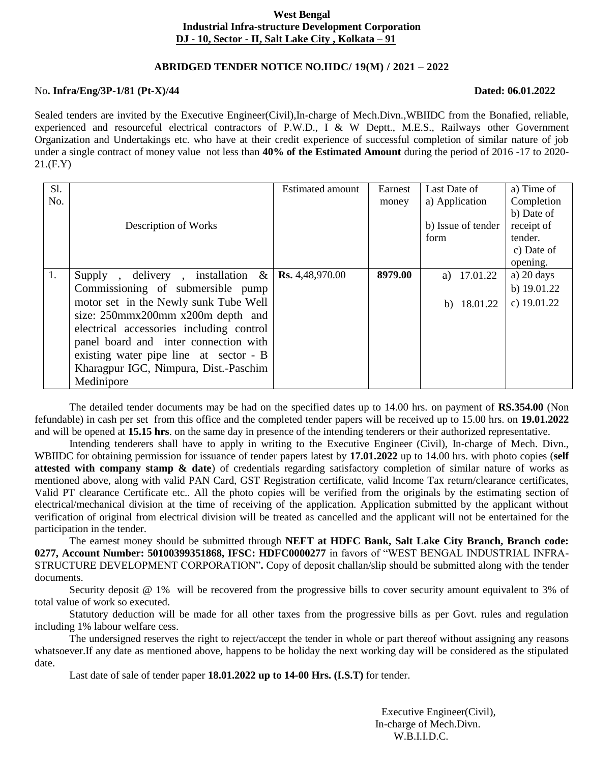**West Bengal**
**Industrial Infra-structure Development Corporation**
**DJ - 10, Sector - II, Salt Lake City , Kolkata – 91**

**ABRIDGED TENDER NOTICE NO.IIDC/ 19(M) / 2021 – 2022**

No**. Infra/Eng/3P-1/81 (Pt-X)/44** **Dated: 06.01.2022**

Sealed tenders are invited by the Executive Engineer(Civil),In-charge of Mech.Divn.,WBIIDC from the Bonafied, reliable, experienced and resourceful electrical contractors of P.W.D., I & W Deptt., M.E.S., Railways other Government Organization and Undertakings etc. who have at their credit experience of successful completion of similar nature of job under a single contract of money value not less than **40% of the Estimated Amount** during the period of 2016 -17 to 2020-21.(F.Y)

| Sl. No. | Description of Works | Estimated amount | Earnest money | Last Date of a) Application b) Issue of tender form | a) Time of Completion b) Date of receipt of tender. c) Date of opening. |
|---|---|---|---|---|---|
| 1. | Supply , delivery , installation & Commissioning of submersible pump motor set in the Newly sunk Tube Well size: 250mmx200mm x200m depth and electrical accessories including control panel board and inter connection with existing water pipe line at sector - B Kharagpur IGC, Nimpura, Dist.-Paschim Medinipore | **Rs.** 4,48,970.00 | **8979.00** | a) 17.01.22<br>b) 18.01.22 | a) 20 days<br>b) 19.01.22<br>c) 19.01.22 |

The detailed tender documents may be had on the specified dates up to 14.00 hrs. on payment of **RS.354.00** (Non fefundable) in cash per set from this office and the completed tender papers will be received up to 15.00 hrs. on **19.01.2022** and will be opened at **15.15 hrs**. on the same day in presence of the intending tenderers or their authorized representative.

Intending tenderers shall have to apply in writing to the Executive Engineer (Civil), In-charge of Mech. Divn., WBIIDC for obtaining permission for issuance of tender papers latest by **17.01.2022** up to 14.00 hrs. with photo copies (**self attested with company stamp & date**) of credentials regarding satisfactory completion of similar nature of works as mentioned above, along with valid PAN Card, GST Registration certificate, valid Income Tax return/clearance certificates, Valid PT clearance Certificate etc.. All the photo copies will be verified from the originals by the estimating section of electrical/mechanical division at the time of receiving of the application. Application submitted by the applicant without verification of original from electrical division will be treated as cancelled and the applicant will not be entertained for the participation in the tender.

The earnest money should be submitted through **NEFT at HDFC Bank, Salt Lake City Branch, Branch code: 0277, Account Number: 50100399351868, IFSC: HDFC0000277** in favors of "WEST BENGAL INDUSTRIAL INFRA-STRUCTURE DEVELOPMENT CORPORATION"**.** Copy of deposit challan/slip should be submitted along with the tender documents.

Security deposit @ 1% will be recovered from the progressive bills to cover security amount equivalent to 3% of total value of work so executed.

Statutory deduction will be made for all other taxes from the progressive bills as per Govt. rules and regulation including 1% labour welfare cess.

The undersigned reserves the right to reject/accept the tender in whole or part thereof without assigning any reasons whatsoever.If any date as mentioned above, happens to be holiday the next working day will be considered as the stipulated date.

Last date of sale of tender paper **18.01.2022 up to 14-00 Hrs. (I.S.T)** for tender.

Executive Engineer(Civil),
In-charge of Mech.Divn.
W.B.I.I.D.C.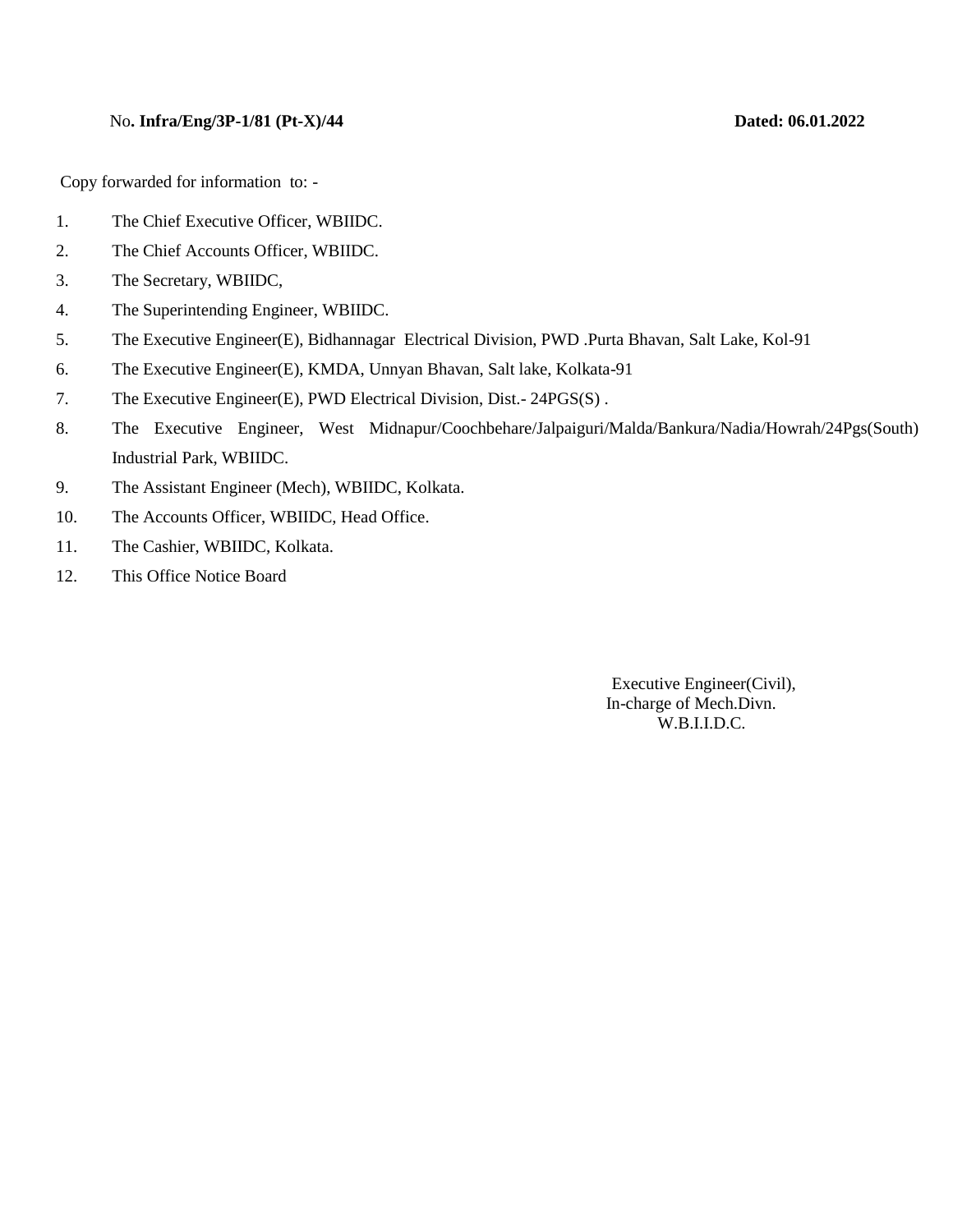No**. Infra/Eng/3P-1/81 (Pt-X)/44** **Dated: 06.01.2022**

Copy forwarded for information to: -

1. The Chief Executive Officer, WBIIDC.
2. The Chief Accounts Officer, WBIIDC.
3. The Secretary, WBIIDC,
4. The Superintending Engineer, WBIIDC.
5. The Executive Engineer(E), Bidhannagar Electrical Division, PWD .Purta Bhavan, Salt Lake, Kol-91
6. The Executive Engineer(E), KMDA, Unnyan Bhavan, Salt lake, Kolkata-91
7. The Executive Engineer(E), PWD Electrical Division, Dist.- 24PGS(S) .
8. The Executive Engineer, West Midnapur/Coochbehare/Jalpaiguri/Malda/Bankura/Nadia/Howrah/24Pgs(South) Industrial Park, WBIIDC.
9. The Assistant Engineer (Mech), WBIIDC, Kolkata.
10. The Accounts Officer, WBIIDC, Head Office.
11. The Cashier, WBIIDC, Kolkata.
12. This Office Notice Board

Executive Engineer(Civil),
In-charge of Mech.Divn.
W.B.I.I.D.C.